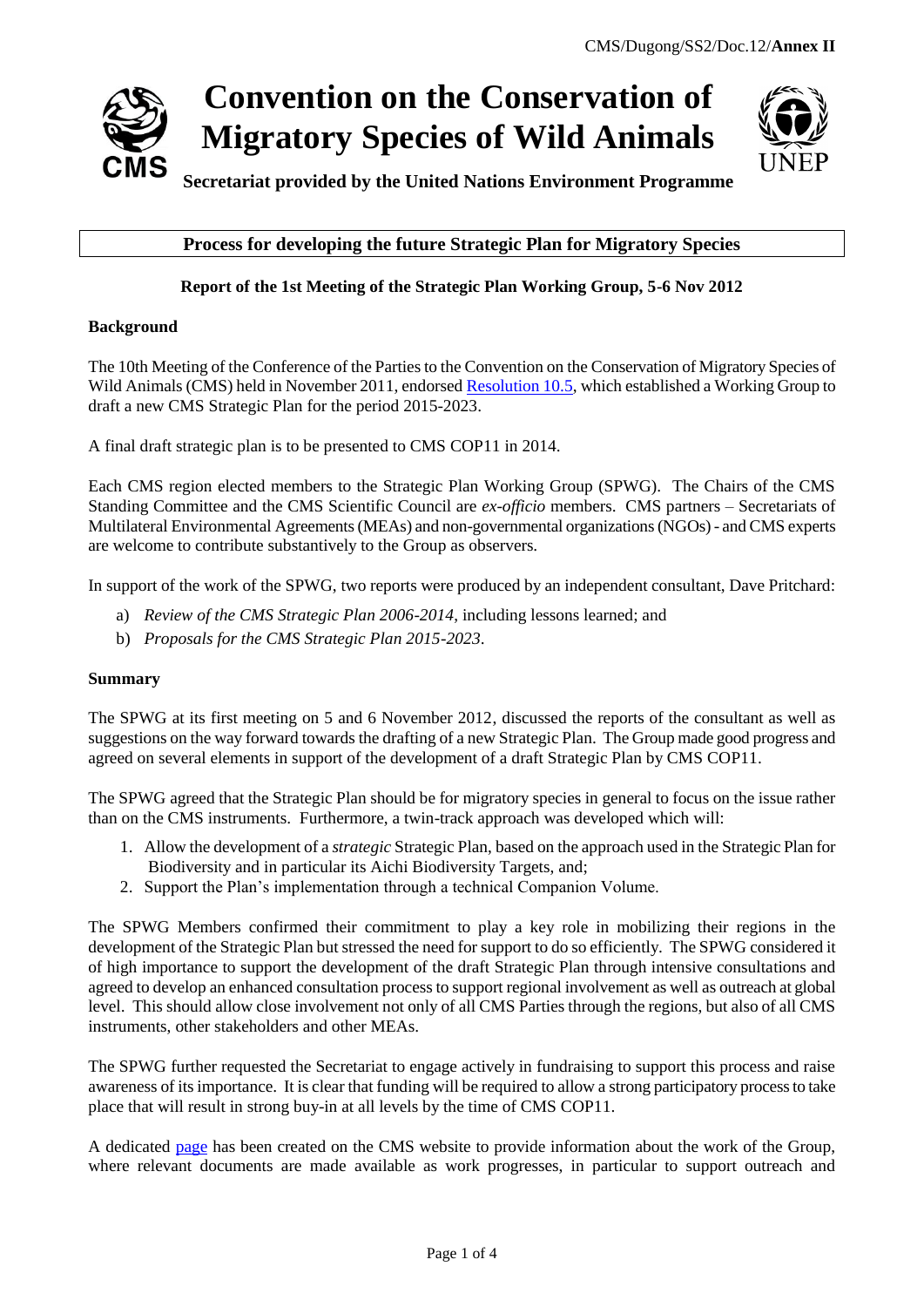CMS/Dugong/SS2/Doc.12/**Annex II**

# Convention on the Conservation of Migratory Species of Wild Animals

**Secretariat provided by the United Nations Environment Programme**

## Process for developing the future Strategic Plan for Migratory Species

### Report of the 1st Meeting of the Strategic Plan Working Group, 5-6 Nov 2012

**Background**

The 10th Meeting of the Conference of the Parties to the Convention on the Conservation of Migratory Species of Wild Animals (CMS) held in November 2011, endorsed Resolution 10.5, which established a Working Group to draft a new CMS Strategic Plan for the period 2015-2023.

A final draft strategic plan is to be presented to CMS COP11 in 2014.

Each CMS region elected members to the Strategic Plan Working Group (SPWG). The Chairs of the CMS Standing Committee and the CMS Scientific Council are *ex-officio* members. CMS partners – Secretariats of Multilateral Environmental Agreements (MEAs) and non-governmental organizations (NGOs) - and CMS experts are welcome to contribute substantively to the Group as observers.

In support of the work of the SPWG, two reports were produced by an independent consultant, Dave Pritchard:

a) *Review of the CMS Strategic Plan 2006-2014*, including lessons learned; and
b) *Proposals for the CMS Strategic Plan 2015-2023*.

**Summary**

The SPWG at its first meeting on 5 and 6 November 2012, discussed the reports of the consultant as well as suggestions on the way forward towards the drafting of a new Strategic Plan. The Group made good progress and agreed on several elements in support of the development of a draft Strategic Plan by CMS COP11.

The SPWG agreed that the Strategic Plan should be for migratory species in general to focus on the issue rather than on the CMS instruments. Furthermore, a twin-track approach was developed which will:

1. Allow the development of a *strategic* Strategic Plan, based on the approach used in the Strategic Plan for Biodiversity and in particular its Aichi Biodiversity Targets, and;
2. Support the Plan's implementation through a technical Companion Volume.

The SPWG Members confirmed their commitment to play a key role in mobilizing their regions in the development of the Strategic Plan but stressed the need for support to do so efficiently. The SPWG considered it of high importance to support the development of the draft Strategic Plan through intensive consultations and agreed to develop an enhanced consultation process to support regional involvement as well as outreach at global level. This should allow close involvement not only of all CMS Parties through the regions, but also of all CMS instruments, other stakeholders and other MEAs.

The SPWG further requested the Secretariat to engage actively in fundraising to support this process and raise awareness of its importance. It is clear that funding will be required to allow a strong participatory process to take place that will result in strong buy-in at all levels by the time of CMS COP11.

A dedicated page has been created on the CMS website to provide information about the work of the Group, where relevant documents are made available as work progresses, in particular to support outreach and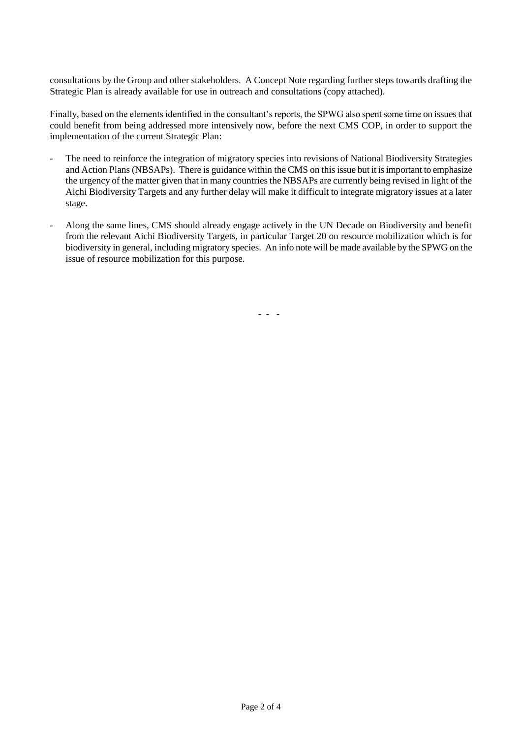consultations by the Group and other stakeholders. A Concept Note regarding further steps towards drafting the Strategic Plan is already available for use in outreach and consultations (copy attached).

Finally, based on the elements identified in the consultant's reports, the SPWG also spent some time on issues that could benefit from being addressed more intensively now, before the next CMS COP, in order to support the implementation of the current Strategic Plan:

- The need to reinforce the integration of migratory species into revisions of National Biodiversity Strategies and Action Plans (NBSAPs). There is guidance within the CMS on this issue but it is important to emphasize the urgency of the matter given that in many countries the NBSAPs are currently being revised in light of the Aichi Biodiversity Targets and any further delay will make it difficult to integrate migratory issues at a later stage.

- Along the same lines, CMS should already engage actively in the UN Decade on Biodiversity and benefit from the relevant Aichi Biodiversity Targets, in particular Target 20 on resource mobilization which is for biodiversity in general, including migratory species. An info note will be made available by the SPWG on the issue of resource mobilization for this purpose.

- - -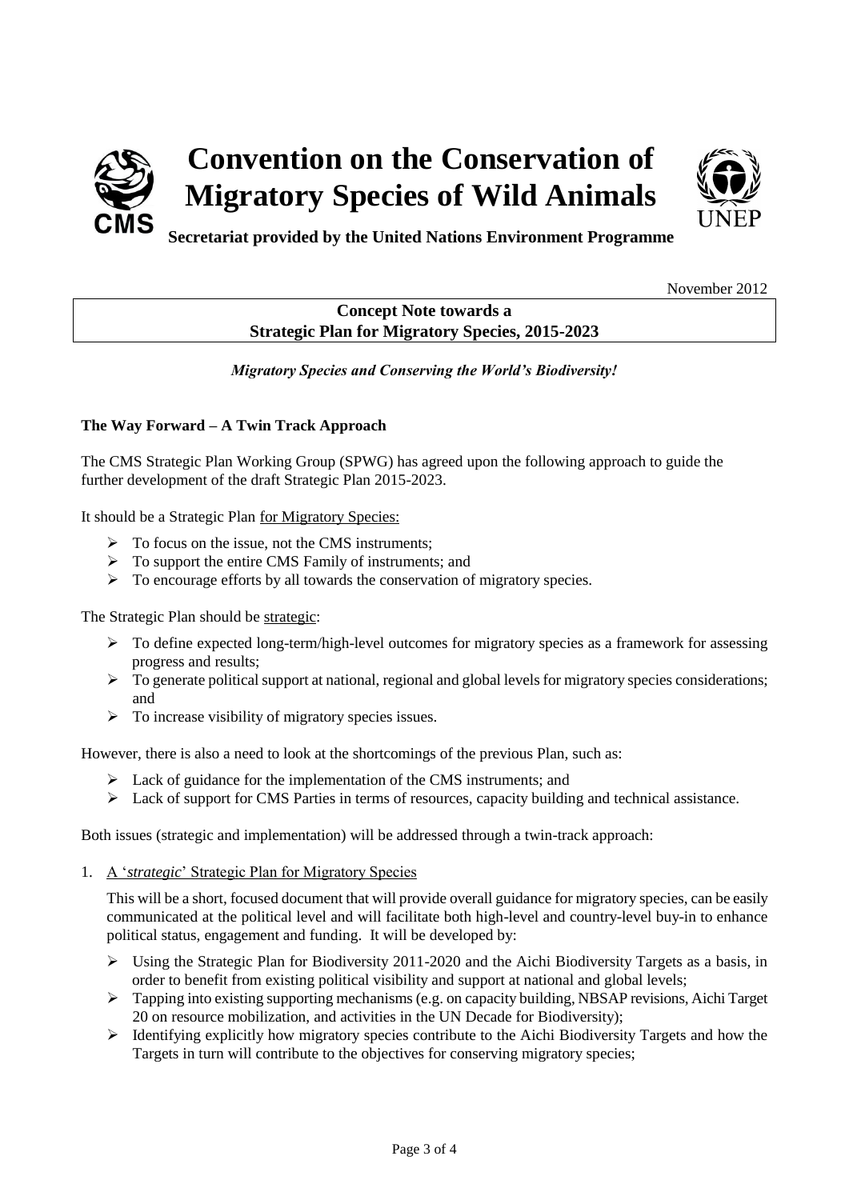# Convention on the Conservation of Migratory Species of Wild Animals

**Secretariat provided by the United Nations Environment Programme**

November 2012

## Concept Note towards a Strategic Plan for Migratory Species, 2015-2023

*Migratory Species and Conserving the World's Biodiversity!*

### The Way Forward – A Twin Track Approach

The CMS Strategic Plan Working Group (SPWG) has agreed upon the following approach to guide the further development of the draft Strategic Plan 2015-2023.

It should be a Strategic Plan for Migratory Species:

- To focus on the issue, not the CMS instruments;
- To support the entire CMS Family of instruments; and
- To encourage efforts by all towards the conservation of migratory species.

The Strategic Plan should be strategic:

- To define expected long-term/high-level outcomes for migratory species as a framework for assessing progress and results;
- To generate political support at national, regional and global levels for migratory species considerations; and
- To increase visibility of migratory species issues.

However, there is also a need to look at the shortcomings of the previous Plan, such as:

- Lack of guidance for the implementation of the CMS instruments; and
- Lack of support for CMS Parties in terms of resources, capacity building and technical assistance.

Both issues (strategic and implementation) will be addressed through a twin-track approach:

1. A '*strategic*' Strategic Plan for Migratory Species

   This will be a short, focused document that will provide overall guidance for migratory species, can be easily communicated at the political level and will facilitate both high-level and country-level buy-in to enhance political status, engagement and funding. It will be developed by:

   - Using the Strategic Plan for Biodiversity 2011-2020 and the Aichi Biodiversity Targets as a basis, in order to benefit from existing political visibility and support at national and global levels;
   - Tapping into existing supporting mechanisms (e.g. on capacity building, NBSAP revisions, Aichi Target 20 on resource mobilization, and activities in the UN Decade for Biodiversity);
   - Identifying explicitly how migratory species contribute to the Aichi Biodiversity Targets and how the Targets in turn will contribute to the objectives for conserving migratory species;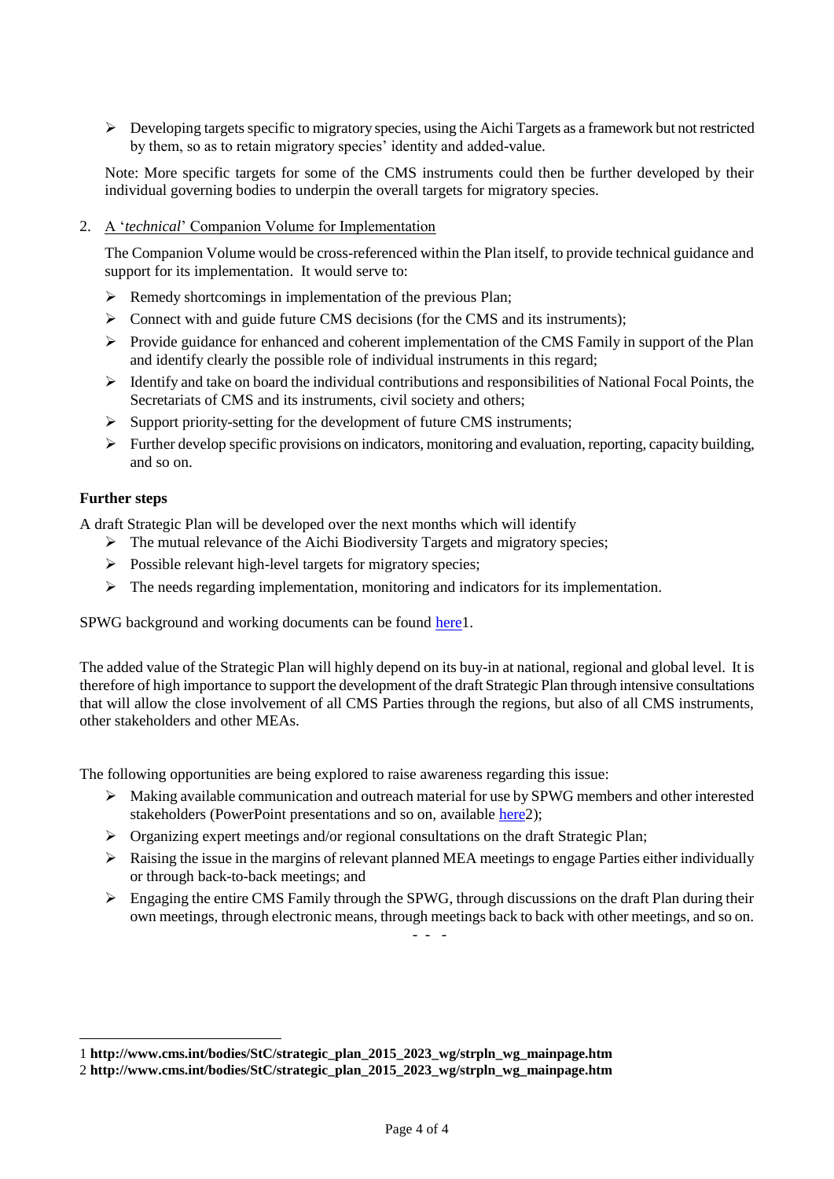- Developing targets specific to migratory species, using the Aichi Targets as a framework but not restricted by them, so as to retain migratory species' identity and added-value.

Note: More specific targets for some of the CMS instruments could then be further developed by their individual governing bodies to underpin the overall targets for migratory species.

2. A '*technical*' Companion Volume for Implementation

The Companion Volume would be cross-referenced within the Plan itself, to provide technical guidance and support for its implementation. It would serve to:

- Remedy shortcomings in implementation of the previous Plan;
- Connect with and guide future CMS decisions (for the CMS and its instruments);
- Provide guidance for enhanced and coherent implementation of the CMS Family in support of the Plan and identify clearly the possible role of individual instruments in this regard;
- Identify and take on board the individual contributions and responsibilities of National Focal Points, the Secretariats of CMS and its instruments, civil society and others;
- Support priority-setting for the development of future CMS instruments;
- Further develop specific provisions on indicators, monitoring and evaluation, reporting, capacity building, and so on.

**Further steps**

A draft Strategic Plan will be developed over the next months which will identify

- The mutual relevance of the Aichi Biodiversity Targets and migratory species;
- Possible relevant high-level targets for migratory species;
- The needs regarding implementation, monitoring and indicators for its implementation.

SPWG background and working documents can be found here[1].

The added value of the Strategic Plan will highly depend on its buy-in at national, regional and global level. It is therefore of high importance to support the development of the draft Strategic Plan through intensive consultations that will allow the close involvement of all CMS Parties through the regions, but also of all CMS instruments, other stakeholders and other MEAs.

The following opportunities are being explored to raise awareness regarding this issue:

- Making available communication and outreach material for use by SPWG members and other interested stakeholders (PowerPoint presentations and so on, available here[2]);
- Organizing expert meetings and/or regional consultations on the draft Strategic Plan;
- Raising the issue in the margins of relevant planned MEA meetings to engage Parties either individually or through back-to-back meetings; and
- Engaging the entire CMS Family through the SPWG, through discussions on the draft Plan during their own meetings, through electronic means, through meetings back to back with other meetings, and so on.

- - -

1 **http://www.cms.int/bodies/StC/strategic_plan_2015_2023_wg/strpln_wg_mainpage.htm**

2 **http://www.cms.int/bodies/StC/strategic_plan_2015_2023_wg/strpln_wg_mainpage.htm**